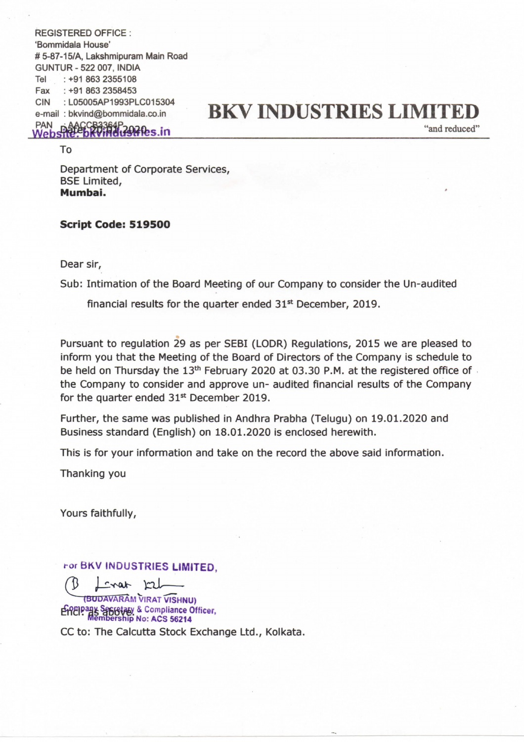REGISTERED OFFICE :
'Bommidala House'
# 5-87-15/A, Lakshmipuram Main Road
GUNTUR - 522 007, INDIA
Tel : +91 863 2355108
Fax : +91 863 2358453
CIN : L05005AP1993PLC015304
e-mail : bkvind@bommidala.co.in
PAN : AACCB3364P
Website: bkvindustries.in

# BKV INDUSTRIES LIMITED

"and reduced"

Date: 20.01.2020

To

Department of Corporate Services,
BSE Limited,
**Mumbai.**

**Script Code: 519500**

Dear sir,

Sub: Intimation of the Board Meeting of our Company to consider the Un-audited financial results for the quarter ended 31st December, 2019.

Pursuant to regulation 29 as per SEBI (LODR) Regulations, 2015 we are pleased to inform you that the Meeting of the Board of Directors of the Company is schedule to be held on Thursday the 13th February 2020 at 03.30 P.M. at the registered office of the Company to consider and approve un- audited financial results of the Company for the quarter ended 31st December 2019.

Further, the same was published in Andhra Prabha (Telugu) on 19.01.2020 and Business standard (English) on 18.01.2020 is enclosed herewith.

This is for your information and take on the record the above said information.

Thanking you

Yours faithfully,

For BKV INDUSTRIES LIMITED,

(BUDAVARAM VIRAT VISHNU)
Company Secretary & Compliance Officer,
Membership No: ACS 56214

Encl: as above.

CC to: The Calcutta Stock Exchange Ltd., Kolkata.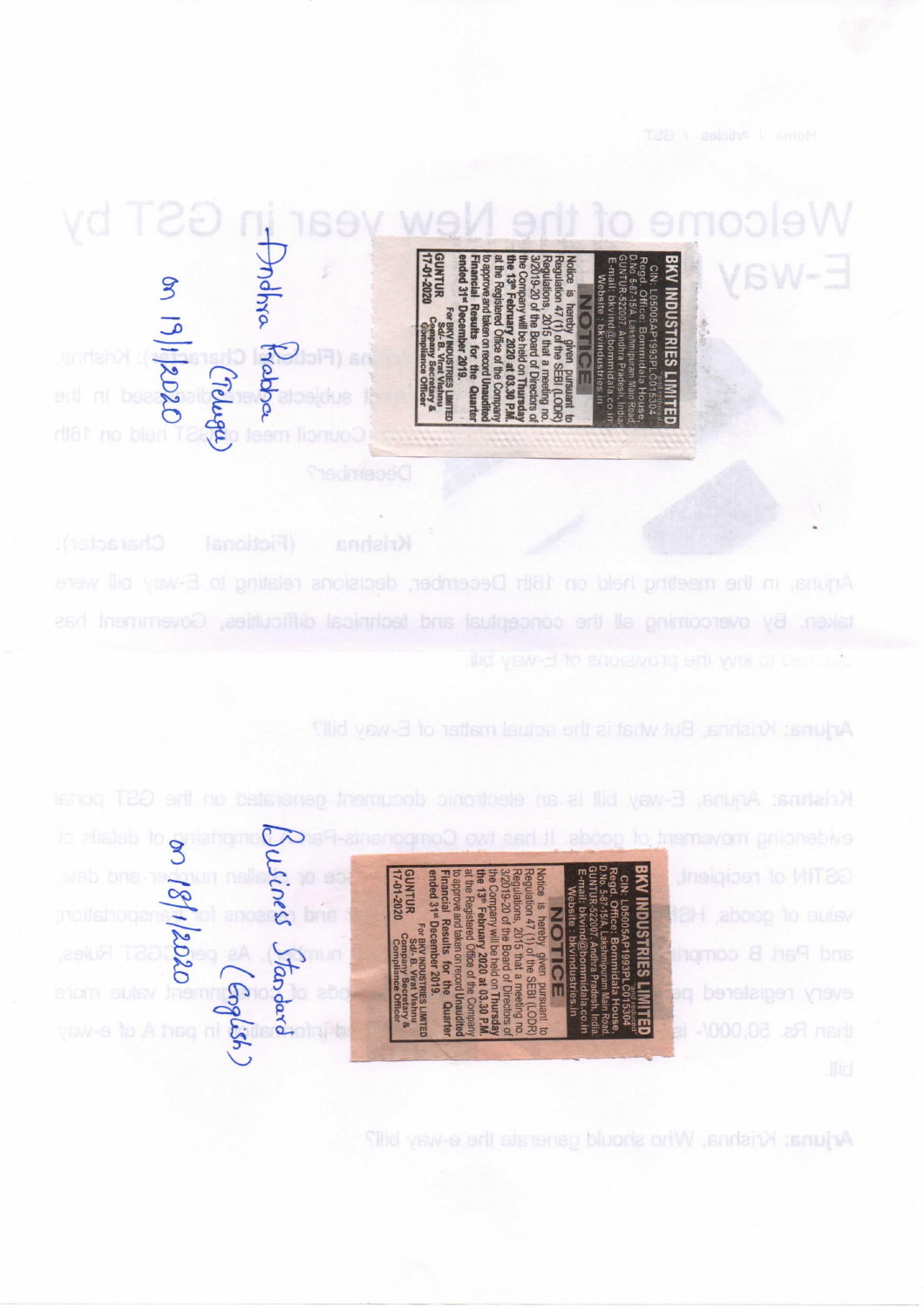**BKV INDUSTRIES LIMITED**

CIN: L05005AP1993PLC015304

Regd. Office: Bommidala House, D.No.5-87-15A, Lakshmipuram Main Road, GUNTUR-522007, Andhra Pradesh, India.

E-mail: bkvind@bommidala.co.in

Website: bkvindustries.in

**NOTICE**

Notice is hereby given pursuant to Regulation 47 (1) of the SEBI (LODR) Regulations, 2015 that a meeting no. 3/2019-20 of the Board of Directors of the Company will be held on Thursday **the 13th February 2020 at 03.30 P.M.** at the Registered Office of the Company to approve and taken on record **Unaudited Financial Results for the Quarter ended 31st December 2019.**

For BKV INDUSTRIES LIMITED

Sd/- B. Virat Vishnu

Company Secretary & Compliance Officer

**GUNTUR**

**17-01-2020**

Andhra Prabha (Telugu) on 19/1/2020

---

**BKV INDUSTRIES LIMITED**

CIN: L05005AP1993PLC015304

Regd. Office: Bommidala House, D.No.5-87-15A, Lakshmipuram Main Road, GUNTUR-522007, Andhra Pradesh, India.

E-mail: bkvind@bommidala.co.in

Website: bkvindustries.in

**NOTICE**

Notice is hereby given pursuant to Regulation 47 (1) of the SEBI (LODR) Regulations, 2015 that a meeting no. 3/2019-20 of the Board of Directors of the Company will be held on Thursday **the 13th February 2020 at 03.30 P.M.** at the Registered Office of the Company to approve and taken on record **Unaudited Financial Results for the Quarter ended 31st December 2019.**

For BKV INDUSTRIES LIMITED

Sd/- B. Virat Vishnu

Company Secretary & Compliance Officer

**GUNTUR**

**17-01-2020**

Business Standard (English) on 18/1/2020